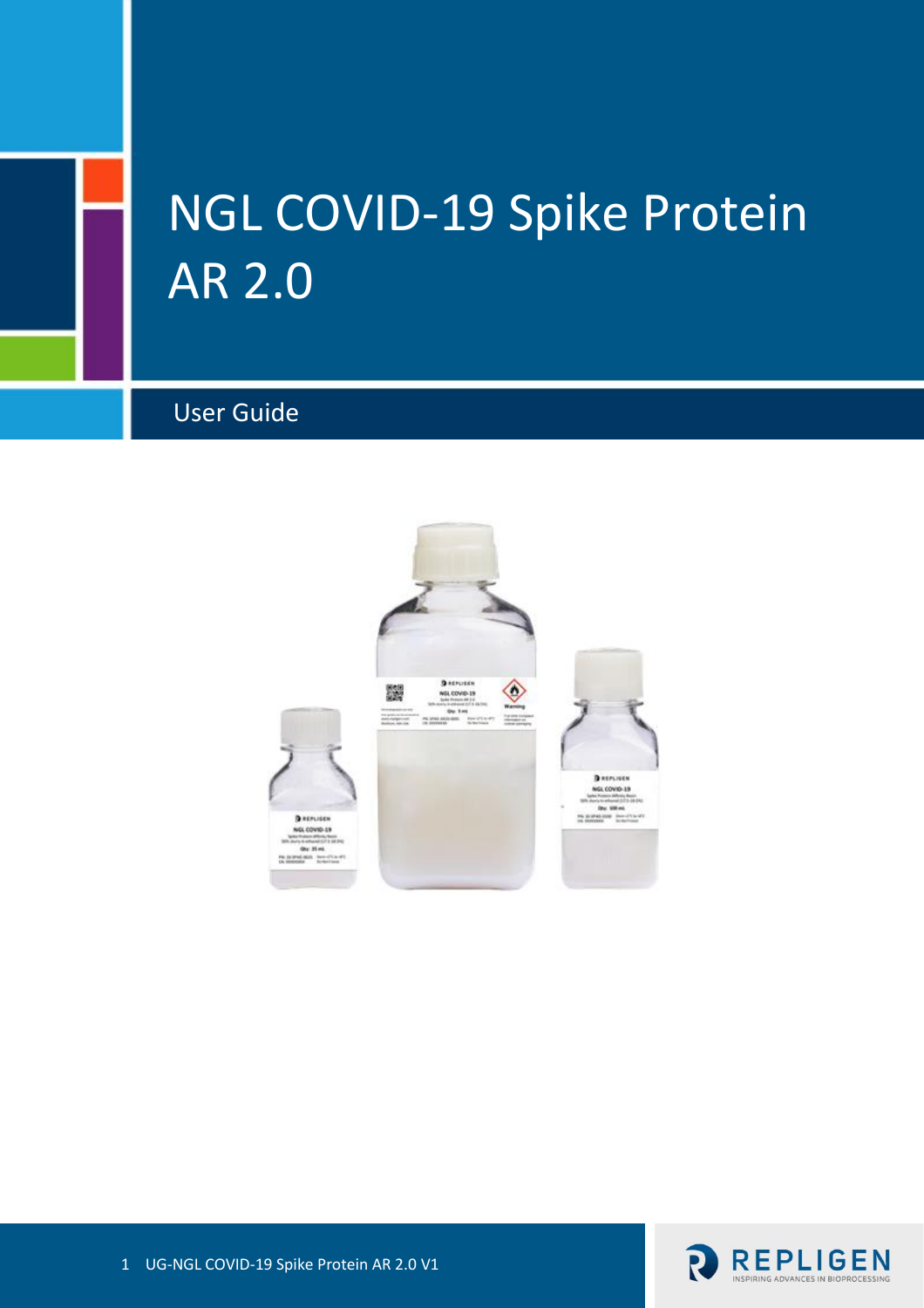# NGL COVID-19 Spike Protein AR 2.0

User Guide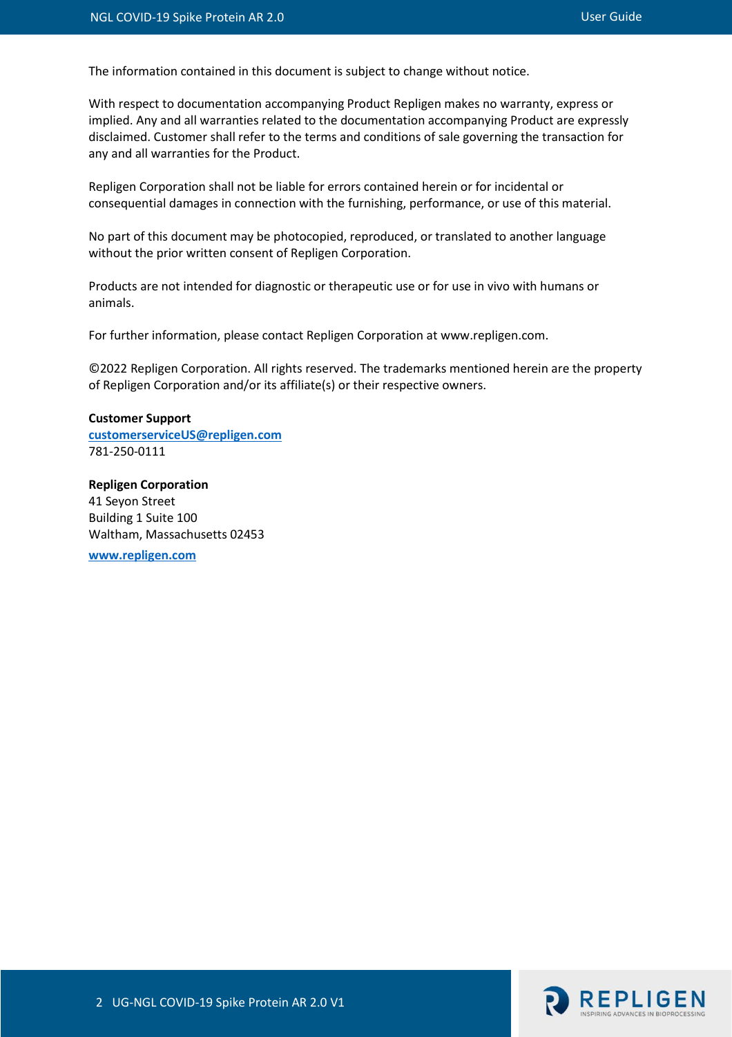The information contained in this document is subject to change without notice.

With respect to documentation accompanying Product Repligen makes no warranty, express or implied. Any and all warranties related to the documentation accompanying Product are expressly disclaimed. Customer shall refer to the terms and conditions of sale governing the transaction for any and all warranties for the Product.

Repligen Corporation shall not be liable for errors contained herein or for incidental or consequential damages in connection with the furnishing, performance, or use of this material.

No part of this document may be photocopied, reproduced, or translated to another language without the prior written consent of Repligen Corporation.

Products are not intended for diagnostic or therapeutic use or for use in vivo with humans or animals.

For further information, please contact Repligen Corporation at www.repligen.com.

©2022 Repligen Corporation. All rights reserved. The trademarks mentioned herein are the property of Repligen Corporation and/or its affiliate(s) or their respective owners.

**Customer Support**
[customerserviceUS@repligen.com](mailto:customerserviceUS@repligen.com)
781-250-0111

**Repligen Corporation**
41 Seyon Street
Building 1 Suite 100
Waltham, Massachusetts 02453

[www.repligen.com](http://www.repligen.com)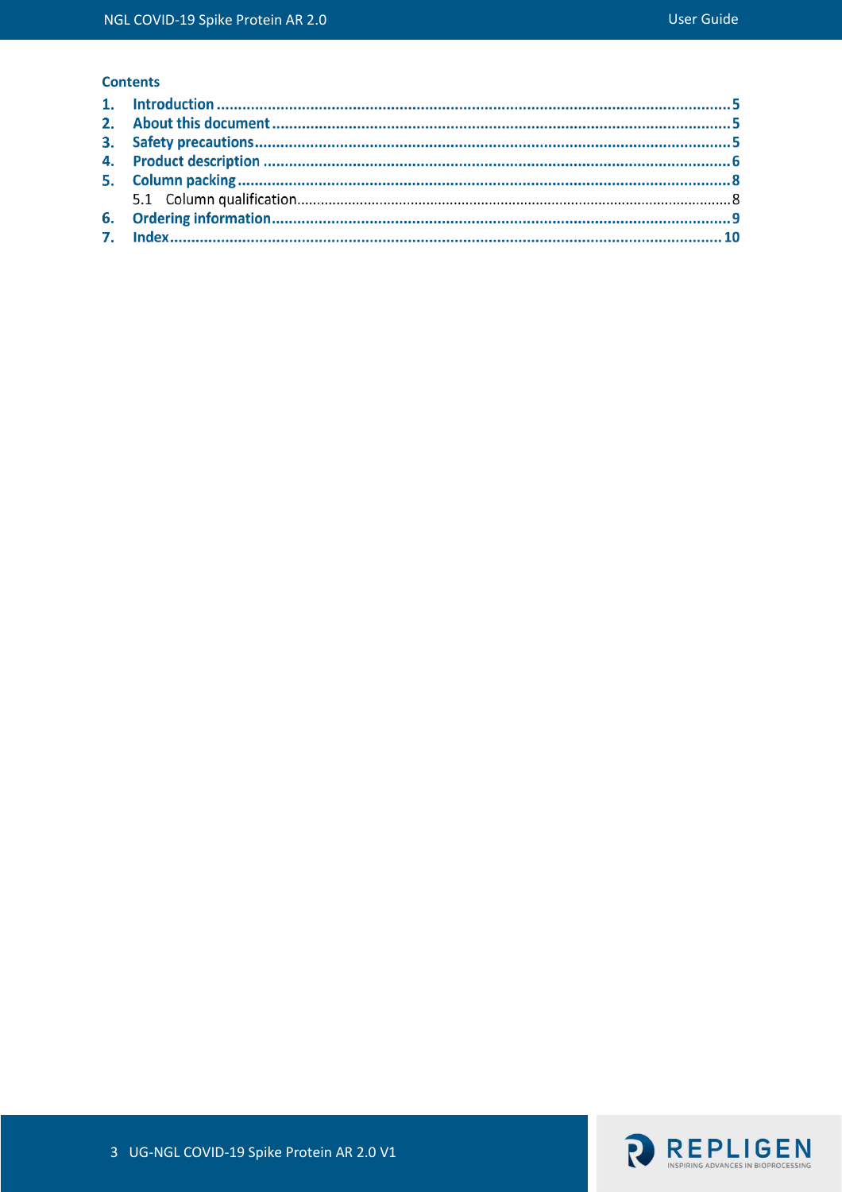## Contents

1. Introduction ........................................................................ 5
2. About this document ........................................................................ 5
3. Safety precautions ........................................................................ 5
4. Product description ........................................................................ 6
5. Column packing ........................................................................ 8
   - 5.1 Column qualification ........................................................................ 8
6. Ordering information ........................................................................ 9
7. Index ........................................................................ 10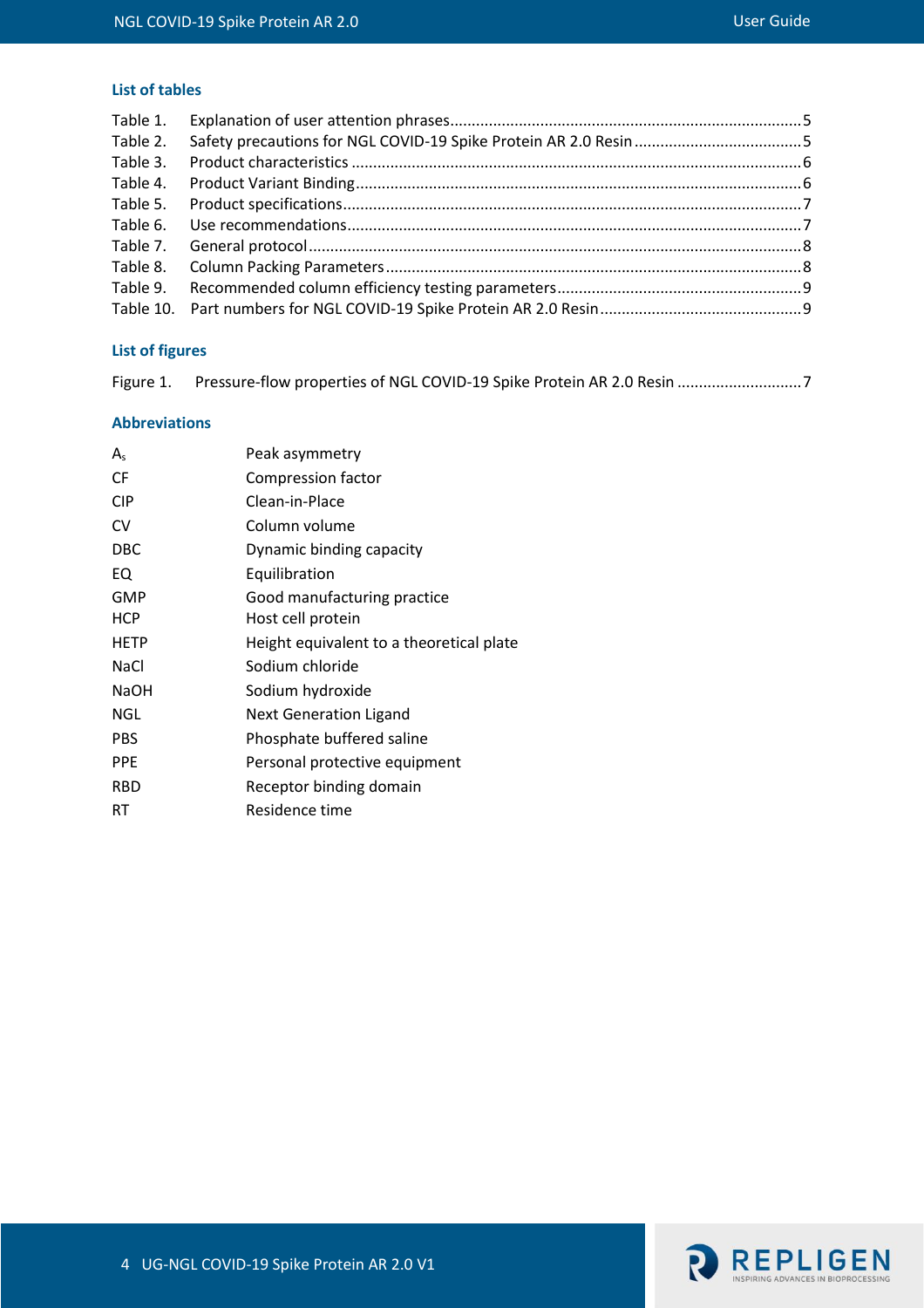## List of tables

Table 1. Explanation of user attention phrases................................................................................5
Table 2. Safety precautions for NGL COVID-19 Spike Protein AR 2.0 Resin.......................................5
Table 3. Product characteristics .......................................................................................................6
Table 4. Product Variant Binding.......................................................................................................6
Table 5. Product specifications..........................................................................................................7
Table 6. Use recommendations.........................................................................................................7
Table 7. General protocol..................................................................................................................8
Table 8. Column Packing Parameters ...............................................................................................8
Table 9. Recommended column efficiency testing parameters.........................................................9
Table 10. Part numbers for NGL COVID-19 Spike Protein AR 2.0 Resin..............................................9

## List of figures

Figure 1. Pressure-flow properties of NGL COVID-19 Spike Protein AR 2.0 Resin .............................7

## Abbreviations

| | |
|---|---|
| $A_s$ | Peak asymmetry |
| CF | Compression factor |
| CIP | Clean-in-Place |
| CV | Column volume |
| DBC | Dynamic binding capacity |
| EQ | Equilibration |
| GMP | Good manufacturing practice |
| HCP | Host cell protein |
| HETP | Height equivalent to a theoretical plate |
| NaCl | Sodium chloride |
| NaOH | Sodium hydroxide |
| NGL | Next Generation Ligand |
| PBS | Phosphate buffered saline |
| PPE | Personal protective equipment |
| RBD | Receptor binding domain |
| RT | Residence time |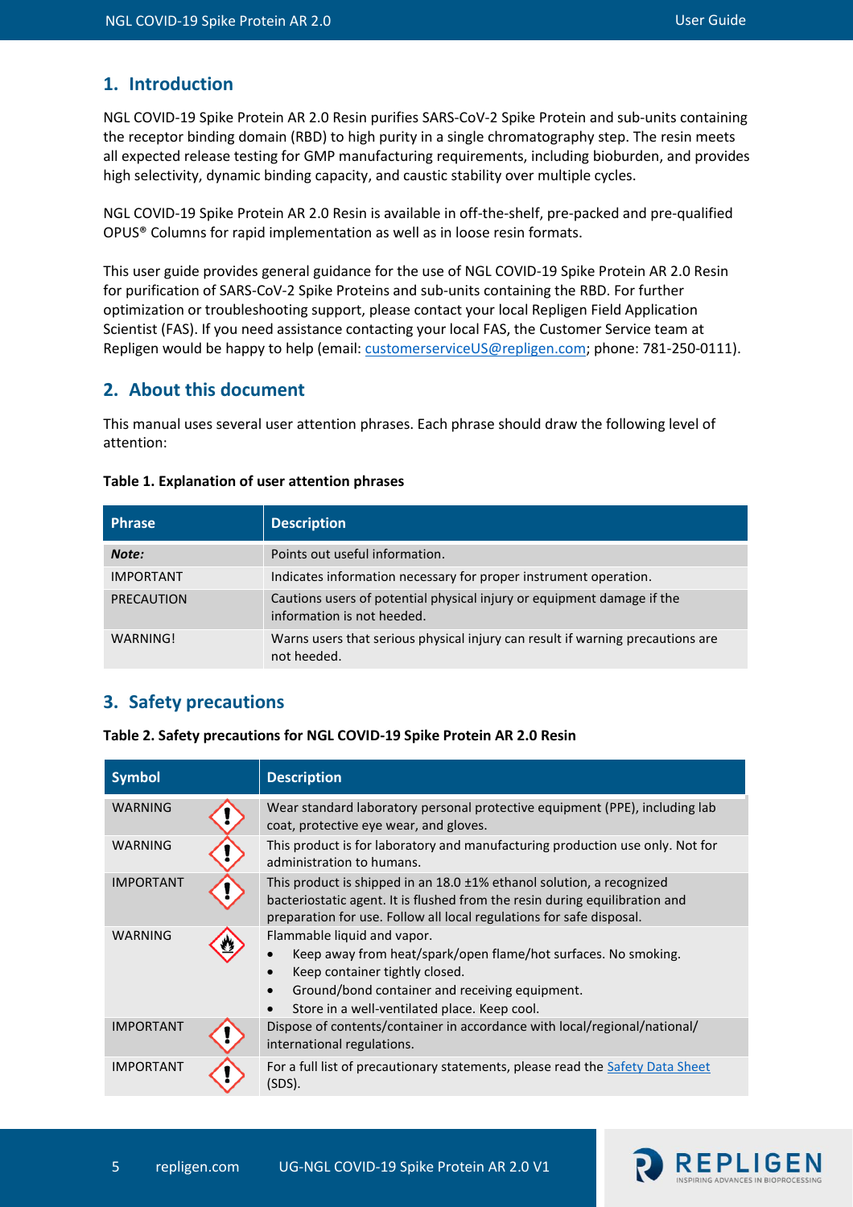## 1. Introduction

NGL COVID-19 Spike Protein AR 2.0 Resin purifies SARS-CoV-2 Spike Protein and sub-units containing the receptor binding domain (RBD) to high purity in a single chromatography step. The resin meets all expected release testing for GMP manufacturing requirements, including bioburden, and provides high selectivity, dynamic binding capacity, and caustic stability over multiple cycles.

NGL COVID-19 Spike Protein AR 2.0 Resin is available in off-the-shelf, pre-packed and pre-qualified OPUS® Columns for rapid implementation as well as in loose resin formats.

This user guide provides general guidance for the use of NGL COVID-19 Spike Protein AR 2.0 Resin for purification of SARS-CoV-2 Spike Proteins and sub-units containing the RBD. For further optimization or troubleshooting support, please contact your local Repligen Field Application Scientist (FAS). If you need assistance contacting your local FAS, the Customer Service team at Repligen would be happy to help (email: customerserviceUS@repligen.com; phone: 781-250-0111).

## 2. About this document

This manual uses several user attention phrases. Each phrase should draw the following level of attention:

**Table 1. Explanation of user attention phrases**

| Phrase | Description |
|---|---|
| ***Note:*** | Points out useful information. |
| IMPORTANT | Indicates information necessary for proper instrument operation. |
| PRECAUTION | Cautions users of potential physical injury or equipment damage if the information is not heeded. |
| WARNING! | Warns users that serious physical injury can result if warning precautions are not heeded. |

## 3. Safety precautions

**Table 2. Safety precautions for NGL COVID-19 Spike Protein AR 2.0 Resin**

| Symbol | Description |
|---|---|
| WARNING | Wear standard laboratory personal protective equipment (PPE), including lab coat, protective eye wear, and gloves. |
| WARNING | This product is for laboratory and manufacturing production use only. Not for administration to humans. |
| IMPORTANT | This product is shipped in an 18.0 ±1% ethanol solution, a recognized bacteriostatic agent. It is flushed from the resin during equilibration and preparation for use. Follow all local regulations for safe disposal. |
| WARNING | Flammable liquid and vapor.<br>• Keep away from heat/spark/open flame/hot surfaces. No smoking.<br>• Keep container tightly closed.<br>• Ground/bond container and receiving equipment.<br>• Store in a well-ventilated place. Keep cool. |
| IMPORTANT | Dispose of contents/container in accordance with local/regional/national/ international regulations. |
| IMPORTANT | For a full list of precautionary statements, please read the Safety Data Sheet (SDS). |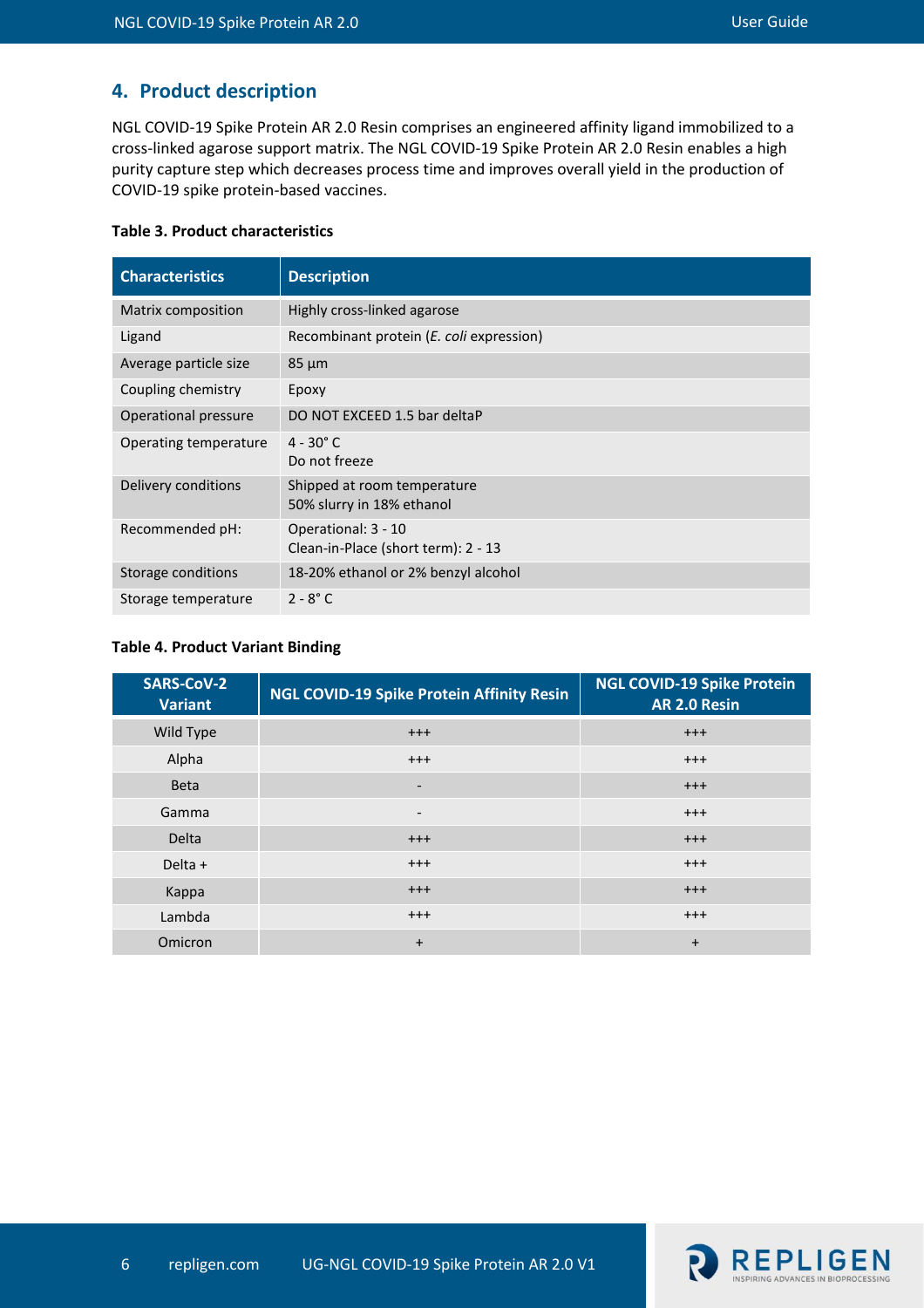## 4. Product description

NGL COVID-19 Spike Protein AR 2.0 Resin comprises an engineered affinity ligand immobilized to a cross-linked agarose support matrix. The NGL COVID-19 Spike Protein AR 2.0 Resin enables a high purity capture step which decreases process time and improves overall yield in the production of COVID-19 spike protein-based vaccines.

**Table 3. Product characteristics**

| Characteristics | Description |
|---|---|
| Matrix composition | Highly cross-linked agarose |
| Ligand | Recombinant protein (*E. coli* expression) |
| Average particle size | 85 µm |
| Coupling chemistry | Epoxy |
| Operational pressure | DO NOT EXCEED 1.5 bar deltaP |
| Operating temperature | 4 - 30° C<br>Do not freeze |
| Delivery conditions | Shipped at room temperature<br>50% slurry in 18% ethanol |
| Recommended pH: | Operational: 3 - 10<br>Clean-in-Place (short term): 2 - 13 |
| Storage conditions | 18-20% ethanol or 2% benzyl alcohol |
| Storage temperature | 2 - 8° C |

**Table 4. Product Variant Binding**

| SARS-CoV-2 Variant | NGL COVID-19 Spike Protein Affinity Resin | NGL COVID-19 Spike Protein AR 2.0 Resin |
|---|---|---|
| Wild Type | +++ | +++ |
| Alpha | +++ | +++ |
| Beta | - | +++ |
| Gamma | - | +++ |
| Delta | +++ | +++ |
| Delta + | +++ | +++ |
| Kappa | +++ | +++ |
| Lambda | +++ | +++ |
| Omicron | + | + |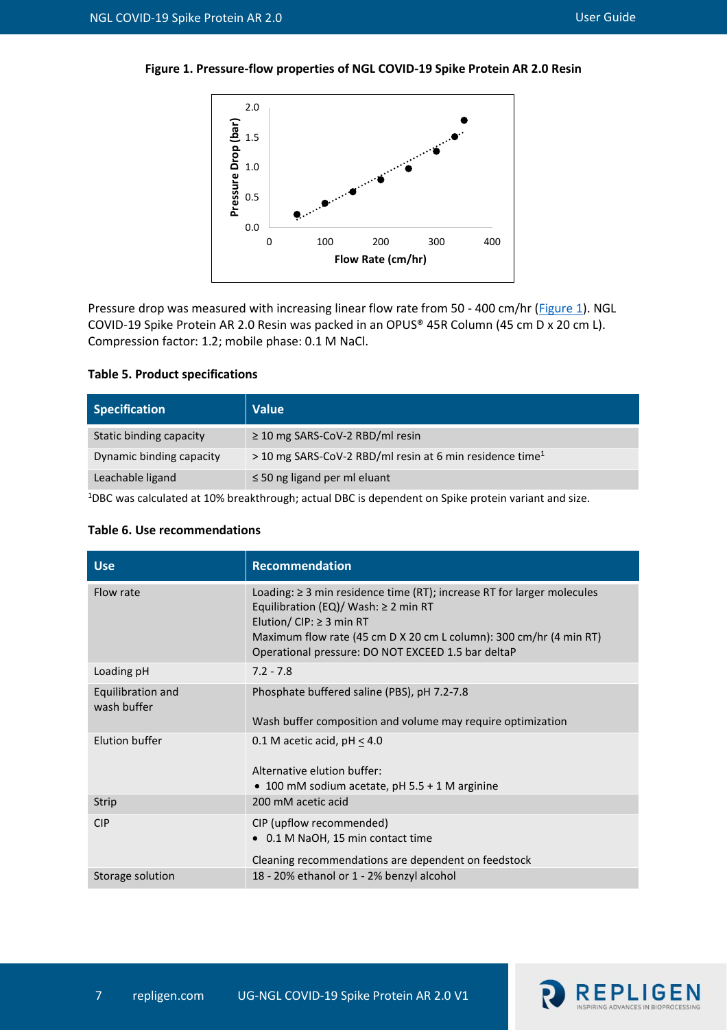**Figure 1. Pressure-flow properties of NGL COVID-19 Spike Protein AR 2.0 Resin**

Pressure drop was measured with increasing linear flow rate from 50 - 400 cm/hr (Figure 1). NGL COVID-19 Spike Protein AR 2.0 Resin was packed in an OPUS® 45R Column (45 cm D x 20 cm L). Compression factor: 1.2; mobile phase: 0.1 M NaCl.

**Table 5. Product specifications**

| Specification | Value |
|---|---|
| Static binding capacity | ≥ 10 mg SARS-CoV-2 RBD/ml resin |
| Dynamic binding capacity | > 10 mg SARS-CoV-2 RBD/ml resin at 6 min residence time[1] |
| Leachable ligand | ≤ 50 ng ligand per ml eluant |

[1]DBC was calculated at 10% breakthrough; actual DBC is dependent on Spike protein variant and size.

**Table 6. Use recommendations**

| Use | Recommendation |
|---|---|
| Flow rate | Loading: ≥ 3 min residence time (RT); increase RT for larger molecules<br>Equilibration (EQ)/ Wash: ≥ 2 min RT<br>Elution/ CIP: ≥ 3 min RT<br>Maximum flow rate (45 cm D X 20 cm L column): 300 cm/hr (4 min RT)<br>Operational pressure: DO NOT EXCEED 1.5 bar deltaP |
| Loading pH | 7.2 - 7.8 |
| Equilibration and wash buffer | Phosphate buffered saline (PBS), pH 7.2-7.8<br><br>Wash buffer composition and volume may require optimization |
| Elution buffer | 0.1 M acetic acid, pH ≤ 4.0<br><br>Alternative elution buffer:<br>• 100 mM sodium acetate, pH 5.5 + 1 M arginine |
| Strip | 200 mM acetic acid |
| CIP | CIP (upflow recommended)<br>• 0.1 M NaOH, 15 min contact time<br><br>Cleaning recommendations are dependent on feedstock |
| Storage solution | 18 - 20% ethanol or 1 - 2% benzyl alcohol |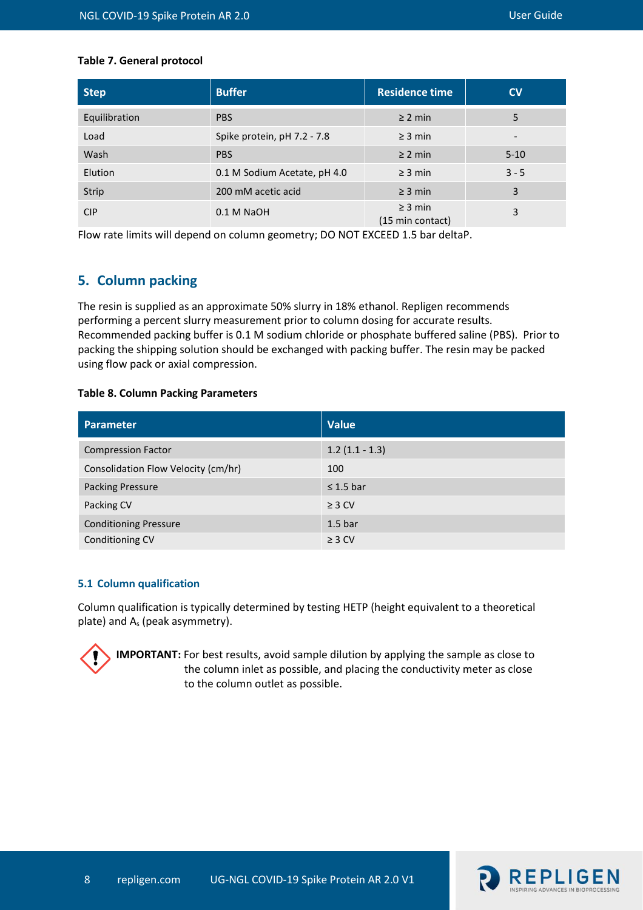**Table 7. General protocol**

| Step | Buffer | Residence time | CV |
|---|---|---|---|
| Equilibration | PBS | ≥ 2 min | 5 |
| Load | Spike protein, pH 7.2 - 7.8 | ≥ 3 min | - |
| Wash | PBS | ≥ 2 min | 5-10 |
| Elution | 0.1 M Sodium Acetate, pH 4.0 | ≥ 3 min | 3 - 5 |
| Strip | 200 mM acetic acid | ≥ 3 min | 3 |
| CIP | 0.1 M NaOH | ≥ 3 min (15 min contact) | 3 |

Flow rate limits will depend on column geometry; DO NOT EXCEED 1.5 bar deltaP.

## 5. Column packing

The resin is supplied as an approximate 50% slurry in 18% ethanol. Repligen recommends performing a percent slurry measurement prior to column dosing for accurate results. Recommended packing buffer is 0.1 M sodium chloride or phosphate buffered saline (PBS). Prior to packing the shipping solution should be exchanged with packing buffer. The resin may be packed using flow pack or axial compression.

**Table 8. Column Packing Parameters**

| Parameter | Value |
|---|---|
| Compression Factor | 1.2 (1.1 - 1.3) |
| Consolidation Flow Velocity (cm/hr) | 100 |
| Packing Pressure | ≤ 1.5 bar |
| Packing CV | ≥ 3 CV |
| Conditioning Pressure | 1.5 bar |
| Conditioning CV | ≥ 3 CV |

### 5.1 Column qualification

Column qualification is typically determined by testing HETP (height equivalent to a theoretical plate) and $A_s$ (peak asymmetry).

**IMPORTANT:** For best results, avoid sample dilution by applying the sample as close to the column inlet as possible, and placing the conductivity meter as close to the column outlet as possible.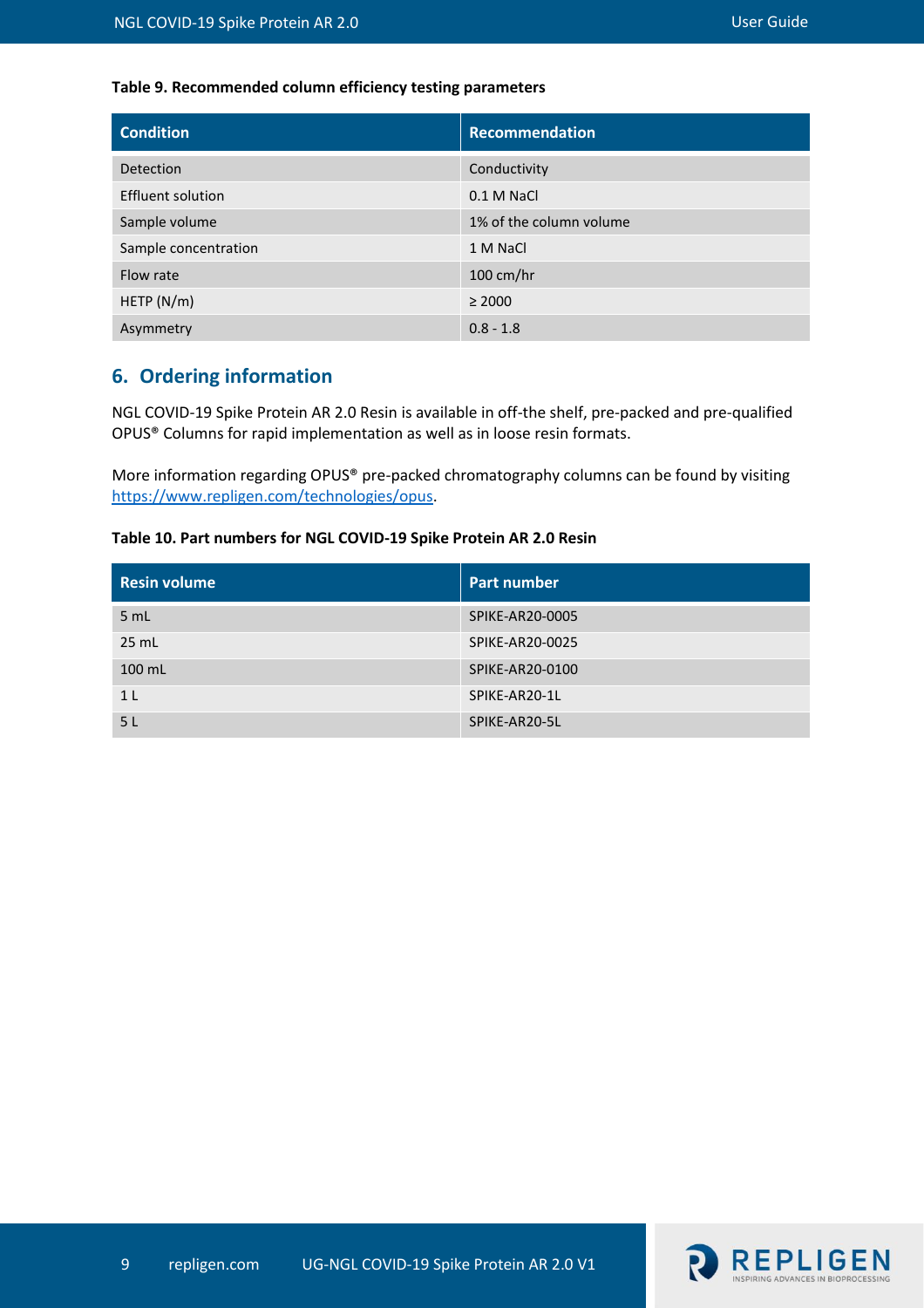**Table 9. Recommended column efficiency testing parameters**

| Condition | Recommendation |
|---|---|
| Detection | Conductivity |
| Effluent solution | 0.1 M NaCl |
| Sample volume | 1% of the column volume |
| Sample concentration | 1 M NaCl |
| Flow rate | 100 cm/hr |
| HETP (N/m) | ≥ 2000 |
| Asymmetry | 0.8 - 1.8 |

## 6. Ordering information

NGL COVID-19 Spike Protein AR 2.0 Resin is available in off-the shelf, pre-packed and pre-qualified OPUS® Columns for rapid implementation as well as in loose resin formats.

More information regarding OPUS® pre-packed chromatography columns can be found by visiting https://www.repligen.com/technologies/opus.

**Table 10. Part numbers for NGL COVID-19 Spike Protein AR 2.0 Resin**

| Resin volume | Part number |
|---|---|
| 5 mL | SPIKE-AR20-0005 |
| 25 mL | SPIKE-AR20-0025 |
| 100 mL | SPIKE-AR20-0100 |
| 1 L | SPIKE-AR20-1L |
| 5 L | SPIKE-AR20-5L |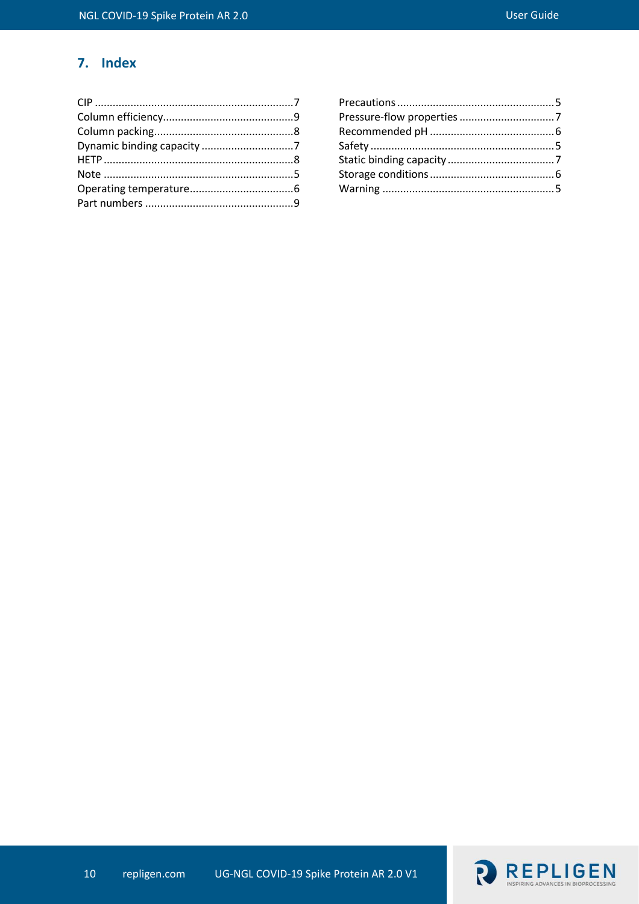## 7. Index

CIP ....................................................................7
Column efficiency............................................9
Column packing...............................................8
Dynamic binding capacity ...............................7
HETP .................................................................8
Note ..................................................................5
Operating temperature....................................6
Part numbers ..................................................9
Precautions .....................................................5
Pressure-flow properties ................................7
Recommended pH ..........................................6
Safety ..............................................................5
Static binding capacity ....................................7
Storage conditions ..........................................6
Warning ..........................................................5